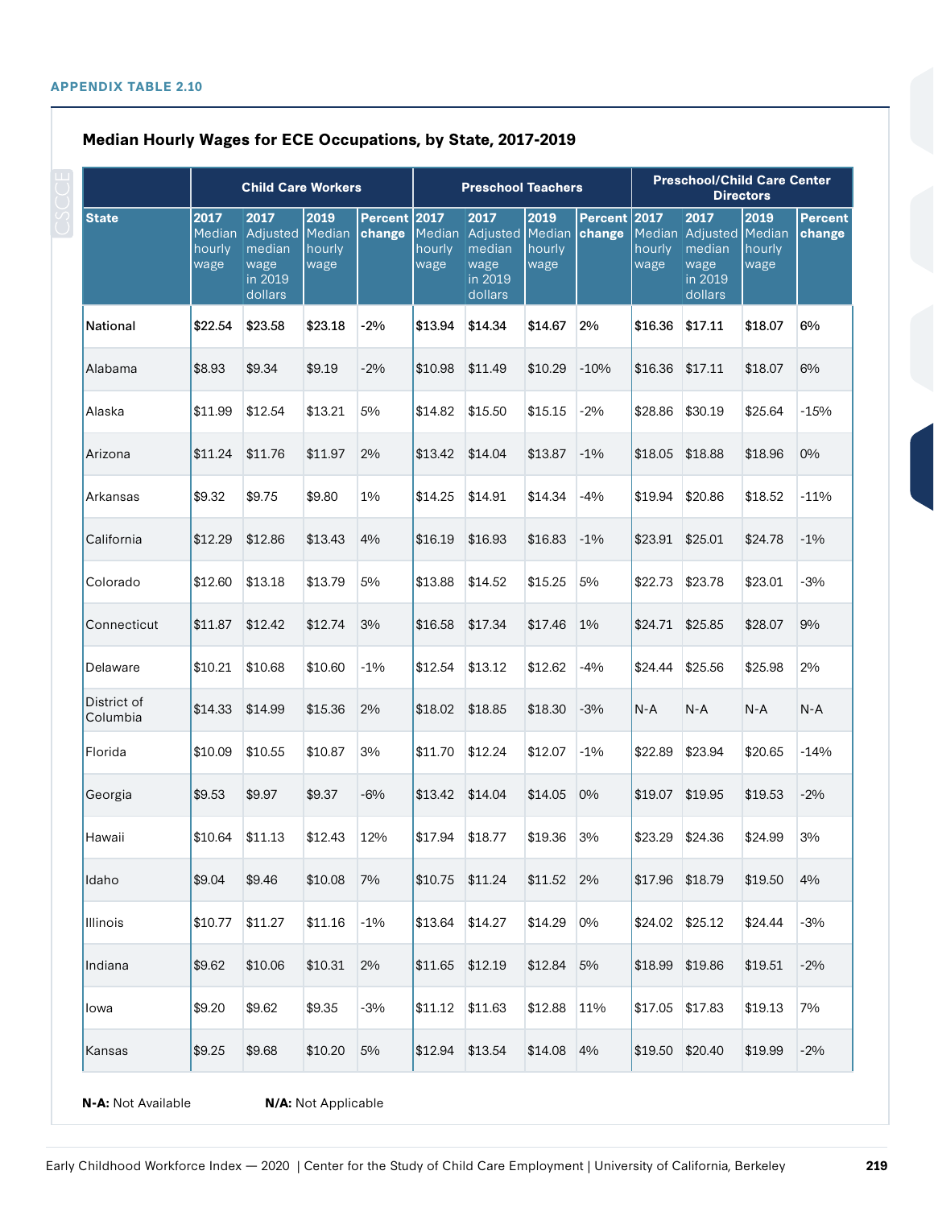APPENDIX TABLE 2.10

## Median Hourly Wages for ECE Occupations, by State, 2017-2019

| State | Child Care Workers | | | | Preschool Teachers | | | | Preschool/Child Care Center Directors | | | |
|---|---|---|---|---|---|---|---|---|---|---|---|---|
| | 2017 Median hourly wage | 2017 Adjusted median wage in 2019 dollars | 2019 Median hourly wage | Percent change | 2017 Median hourly wage | 2017 Adjusted median wage in 2019 dollars | 2019 Median hourly wage | Percent change | 2017 Median hourly wage | 2017 Adjusted median wage in 2019 dollars | 2019 Median hourly wage | Percent change |
| National | $22.54 | $23.58 | $23.18 | -2% | $13.94 | $14.34 | $14.67 | 2% | $16.36 | $17.11 | $18.07 | 6% |
| Alabama | $8.93 | $9.34 | $9.19 | -2% | $10.98 | $11.49 | $10.29 | -10% | $16.36 | $17.11 | $18.07 | 6% |
| Alaska | $11.99 | $12.54 | $13.21 | 5% | $14.82 | $15.50 | $15.15 | -2% | $28.86 | $30.19 | $25.64 | -15% |
| Arizona | $11.24 | $11.76 | $11.97 | 2% | $13.42 | $14.04 | $13.87 | -1% | $18.05 | $18.88 | $18.96 | 0% |
| Arkansas | $9.32 | $9.75 | $9.80 | 1% | $14.25 | $14.91 | $14.34 | -4% | $19.94 | $20.86 | $18.52 | -11% |
| California | $12.29 | $12.86 | $13.43 | 4% | $16.19 | $16.93 | $16.83 | -1% | $23.91 | $25.01 | $24.78 | -1% |
| Colorado | $12.60 | $13.18 | $13.79 | 5% | $13.88 | $14.52 | $15.25 | 5% | $22.73 | $23.78 | $23.01 | -3% |
| Connecticut | $11.87 | $12.42 | $12.74 | 3% | $16.58 | $17.34 | $17.46 | 1% | $24.71 | $25.85 | $28.07 | 9% |
| Delaware | $10.21 | $10.68 | $10.60 | -1% | $12.54 | $13.12 | $12.62 | -4% | $24.44 | $25.56 | $25.98 | 2% |
| District of Columbia | $14.33 | $14.99 | $15.36 | 2% | $18.02 | $18.85 | $18.30 | -3% | N-A | N-A | N-A | N-A |
| Florida | $10.09 | $10.55 | $10.87 | 3% | $11.70 | $12.24 | $12.07 | -1% | $22.89 | $23.94 | $20.65 | -14% |
| Georgia | $9.53 | $9.97 | $9.37 | -6% | $13.42 | $14.04 | $14.05 | 0% | $19.07 | $19.95 | $19.53 | -2% |
| Hawaii | $10.64 | $11.13 | $12.43 | 12% | $17.94 | $18.77 | $19.36 | 3% | $23.29 | $24.36 | $24.99 | 3% |
| Idaho | $9.04 | $9.46 | $10.08 | 7% | $10.75 | $11.24 | $11.52 | 2% | $17.96 | $18.79 | $19.50 | 4% |
| Illinois | $10.77 | $11.27 | $11.16 | -1% | $13.64 | $14.27 | $14.29 | 0% | $24.02 | $25.12 | $24.44 | -3% |
| Indiana | $9.62 | $10.06 | $10.31 | 2% | $11.65 | $12.19 | $12.84 | 5% | $18.99 | $19.86 | $19.51 | -2% |
| Iowa | $9.20 | $9.62 | $9.35 | -3% | $11.12 | $11.63 | $12.88 | 11% | $17.05 | $17.83 | $19.13 | 7% |
| Kansas | $9.25 | $9.68 | $10.20 | 5% | $12.94 | $13.54 | $14.08 | 4% | $19.50 | $20.40 | $19.99 | -2% |

**N-A:** Not Available **N/A:** Not Applicable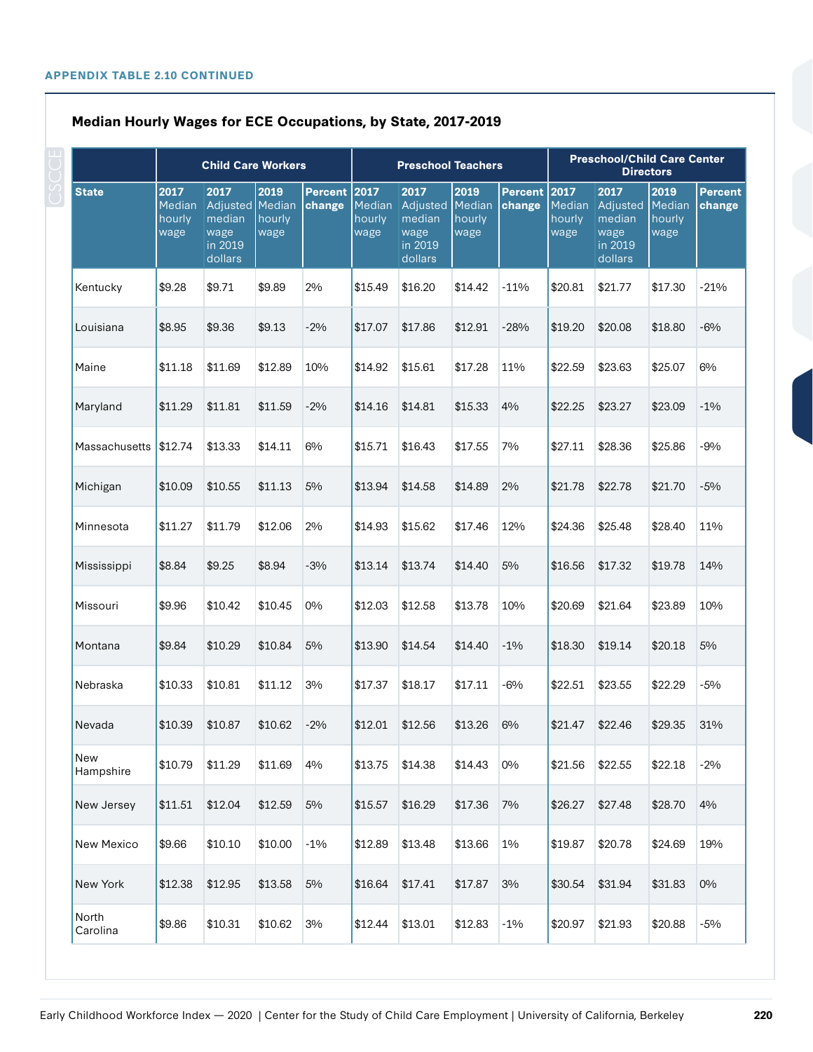APPENDIX TABLE 2.10 CONTINUED

### Median Hourly Wages for ECE Occupations, by State, 2017-2019

| State | Child Care Workers | | | | Preschool Teachers | | | | Preschool/Child Care Center Directors | | | |
|---|---|---|---|---|---|---|---|---|---|---|---|---|
| | 2017 Median hourly wage | 2017 Adjusted median wage in 2019 dollars | 2019 Median hourly wage | Percent change | 2017 Median hourly wage | 2017 Adjusted median wage in 2019 dollars | 2019 Median hourly wage | Percent change | 2017 Median hourly wage | 2017 Adjusted median wage in 2019 dollars | 2019 Median hourly wage | Percent change |
| Kentucky | $9.28 | $9.71 | $9.89 | 2% | $15.49 | $16.20 | $14.42 | -11% | $20.81 | $21.77 | $17.30 | -21% |
| Louisiana | $8.95 | $9.36 | $9.13 | -2% | $17.07 | $17.86 | $12.91 | -28% | $19.20 | $20.08 | $18.80 | -6% |
| Maine | $11.18 | $11.69 | $12.89 | 10% | $14.92 | $15.61 | $17.28 | 11% | $22.59 | $23.63 | $25.07 | 6% |
| Maryland | $11.29 | $11.81 | $11.59 | -2% | $14.16 | $14.81 | $15.33 | 4% | $22.25 | $23.27 | $23.09 | -1% |
| Massachusetts | $12.74 | $13.33 | $14.11 | 6% | $15.71 | $16.43 | $17.55 | 7% | $27.11 | $28.36 | $25.86 | -9% |
| Michigan | $10.09 | $10.55 | $11.13 | 5% | $13.94 | $14.58 | $14.89 | 2% | $21.78 | $22.78 | $21.70 | -5% |
| Minnesota | $11.27 | $11.79 | $12.06 | 2% | $14.93 | $15.62 | $17.46 | 12% | $24.36 | $25.48 | $28.40 | 11% |
| Mississippi | $8.84 | $9.25 | $8.94 | -3% | $13.14 | $13.74 | $14.40 | 5% | $16.56 | $17.32 | $19.78 | 14% |
| Missouri | $9.96 | $10.42 | $10.45 | 0% | $12.03 | $12.58 | $13.78 | 10% | $20.69 | $21.64 | $23.89 | 10% |
| Montana | $9.84 | $10.29 | $10.84 | 5% | $13.90 | $14.54 | $14.40 | -1% | $18.30 | $19.14 | $20.18 | 5% |
| Nebraska | $10.33 | $10.81 | $11.12 | 3% | $17.37 | $18.17 | $17.11 | -6% | $22.51 | $23.55 | $22.29 | -5% |
| Nevada | $10.39 | $10.87 | $10.62 | -2% | $12.01 | $12.56 | $13.26 | 6% | $21.47 | $22.46 | $29.35 | 31% |
| New Hampshire | $10.79 | $11.29 | $11.69 | 4% | $13.75 | $14.38 | $14.43 | 0% | $21.56 | $22.55 | $22.18 | -2% |
| New Jersey | $11.51 | $12.04 | $12.59 | 5% | $15.57 | $16.29 | $17.36 | 7% | $26.27 | $27.48 | $28.70 | 4% |
| New Mexico | $9.66 | $10.10 | $10.00 | -1% | $12.89 | $13.48 | $13.66 | 1% | $19.87 | $20.78 | $24.69 | 19% |
| New York | $12.38 | $12.95 | $13.58 | 5% | $16.64 | $17.41 | $17.87 | 3% | $30.54 | $31.94 | $31.83 | 0% |
| North Carolina | $9.86 | $10.31 | $10.62 | 3% | $12.44 | $13.01 | $12.83 | -1% | $20.97 | $21.93 | $20.88 | -5% |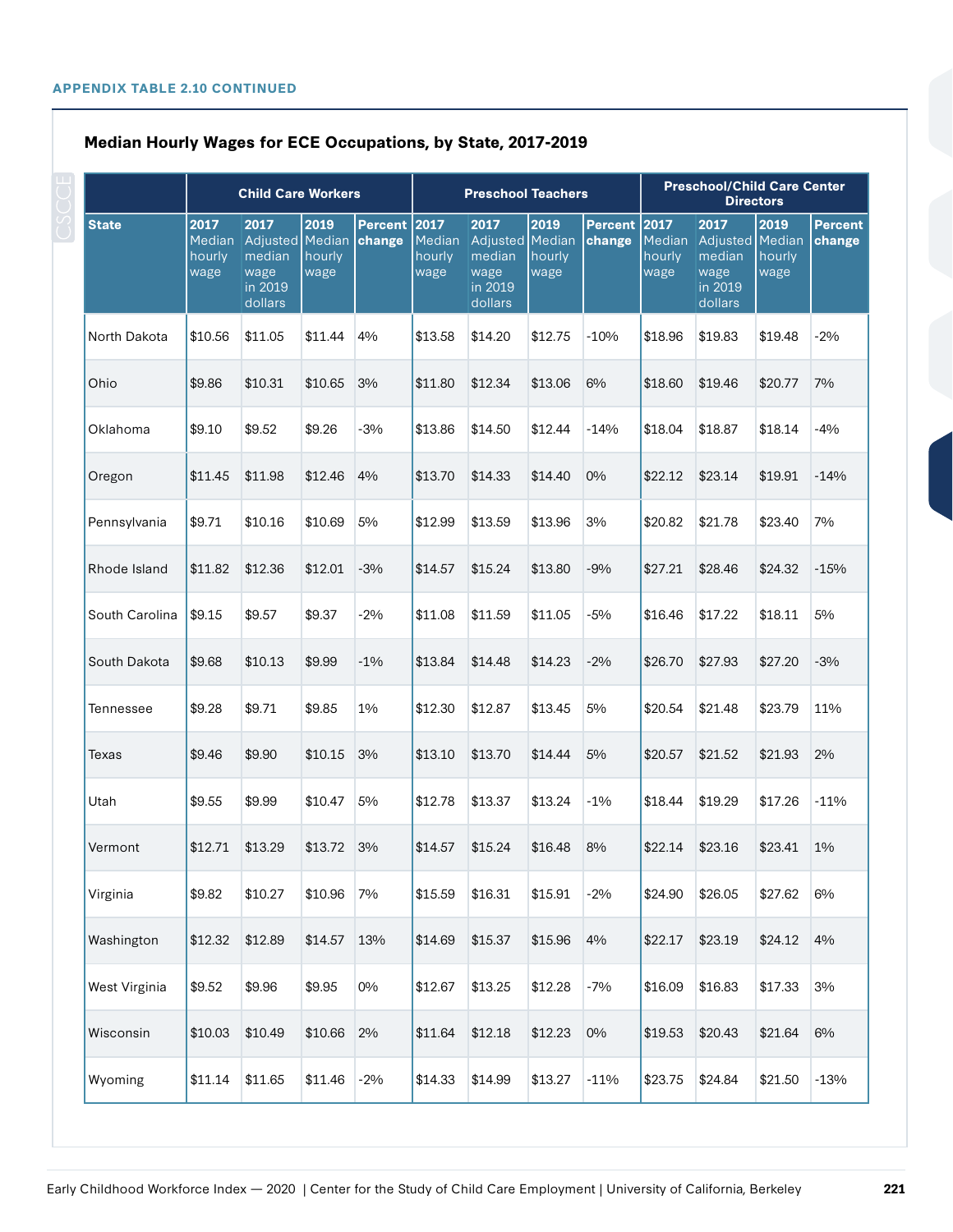**APPENDIX TABLE 2.10 CONTINUED**

### Median Hourly Wages for ECE Occupations, by State, 2017-2019

| | Child Care Workers | | | | Preschool Teachers | | | | Preschool/Child Care Center Directors | | | |
|---|---|---|---|---|---|---|---|---|---|---|---|---|
| **State** | **2017** Median hourly wage | **2017** Adjusted median wage in 2019 dollars | **2019** Median hourly wage | **Percent change** | **2017** Median hourly wage | **2017** Adjusted median wage in 2019 dollars | **2019** Median hourly wage | **Percent change** | **2017** Median hourly wage | **2017** Adjusted median wage in 2019 dollars | **2019** Median hourly wage | **Percent change** |
| North Dakota | $10.56 | $11.05 | $11.44 | 4% | $13.58 | $14.20 | $12.75 | -10% | $18.96 | $19.83 | $19.48 | -2% |
| Ohio | $9.86 | $10.31 | $10.65 | 3% | $11.80 | $12.34 | $13.06 | 6% | $18.60 | $19.46 | $20.77 | 7% |
| Oklahoma | $9.10 | $9.52 | $9.26 | -3% | $13.86 | $14.50 | $12.44 | -14% | $18.04 | $18.87 | $18.14 | -4% |
| Oregon | $11.45 | $11.98 | $12.46 | 4% | $13.70 | $14.33 | $14.40 | 0% | $22.12 | $23.14 | $19.91 | -14% |
| Pennsylvania | $9.71 | $10.16 | $10.69 | 5% | $12.99 | $13.59 | $13.96 | 3% | $20.82 | $21.78 | $23.40 | 7% |
| Rhode Island | $11.82 | $12.36 | $12.01 | -3% | $14.57 | $15.24 | $13.80 | -9% | $27.21 | $28.46 | $24.32 | -15% |
| South Carolina | $9.15 | $9.57 | $9.37 | -2% | $11.08 | $11.59 | $11.05 | -5% | $16.46 | $17.22 | $18.11 | 5% |
| South Dakota | $9.68 | $10.13 | $9.99 | -1% | $13.84 | $14.48 | $14.23 | -2% | $26.70 | $27.93 | $27.20 | -3% |
| Tennessee | $9.28 | $9.71 | $9.85 | 1% | $12.30 | $12.87 | $13.45 | 5% | $20.54 | $21.48 | $23.79 | 11% |
| Texas | $9.46 | $9.90 | $10.15 | 3% | $13.10 | $13.70 | $14.44 | 5% | $20.57 | $21.52 | $21.93 | 2% |
| Utah | $9.55 | $9.99 | $10.47 | 5% | $12.78 | $13.37 | $13.24 | -1% | $18.44 | $19.29 | $17.26 | -11% |
| Vermont | $12.71 | $13.29 | $13.72 | 3% | $14.57 | $15.24 | $16.48 | 8% | $22.14 | $23.16 | $23.41 | 1% |
| Virginia | $9.82 | $10.27 | $10.96 | 7% | $15.59 | $16.31 | $15.91 | -2% | $24.90 | $26.05 | $27.62 | 6% |
| Washington | $12.32 | $12.89 | $14.57 | 13% | $14.69 | $15.37 | $15.96 | 4% | $22.17 | $23.19 | $24.12 | 4% |
| West Virginia | $9.52 | $9.96 | $9.95 | 0% | $12.67 | $13.25 | $12.28 | -7% | $16.09 | $16.83 | $17.33 | 3% |
| Wisconsin | $10.03 | $10.49 | $10.66 | 2% | $11.64 | $12.18 | $12.23 | 0% | $19.53 | $20.43 | $21.64 | 6% |
| Wyoming | $11.14 | $11.65 | $11.46 | -2% | $14.33 | $14.99 | $13.27 | -11% | $23.75 | $24.84 | $21.50 | -13% |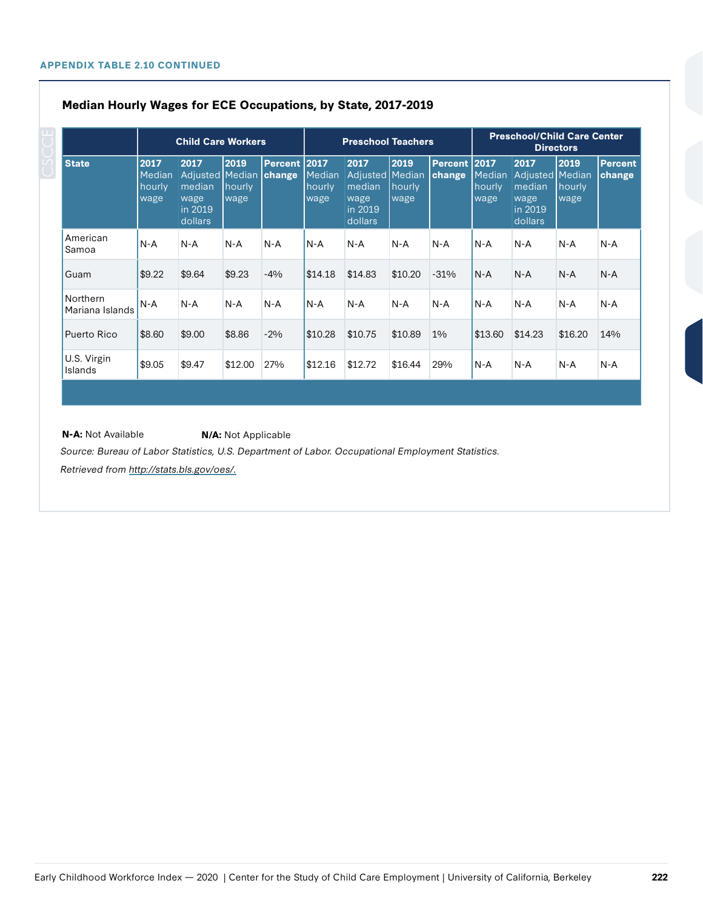**APPENDIX TABLE 2.10 CONTINUED**

### Median Hourly Wages for ECE Occupations, by State, 2017-2019

| | Child Care Workers | | | | Preschool Teachers | | | | Preschool/Child Care Center Directors | | | |
|---|---|---|---|---|---|---|---|---|---|---|---|---|
| **State** | **2017** Median hourly wage | **2017** Adjusted median wage in 2019 dollars | **2019** Median hourly wage | **Percent change** | **2017** Median hourly wage | **2017** Adjusted median wage in 2019 dollars | **2019** Median hourly wage | **Percent change** | **2017** Median hourly wage | **2017** Adjusted median wage in 2019 dollars | **2019** Median hourly wage | **Percent change** |
| American Samoa | N-A | N-A | N-A | N-A | N-A | N-A | N-A | N-A | N-A | N-A | N-A | N-A |
| Guam | $9.22 | $9.64 | $9.23 | -4% | $14.18 | $14.83 | $10.20 | -31% | N-A | N-A | N-A | N-A |
| Northern Mariana Islands | N-A | N-A | N-A | N-A | N-A | N-A | N-A | N-A | N-A | N-A | N-A | N-A |
| Puerto Rico | $8.60 | $9.00 | $8.86 | -2% | $10.28 | $10.75 | $10.89 | 1% | $13.60 | $14.23 | $16.20 | 14% |
| U.S. Virgin Islands | $9.05 | $9.47 | $12.00 | 27% | $12.16 | $12.72 | $16.44 | 29% | N-A | N-A | N-A | N-A |

**N-A:** Not Available **N/A:** Not Applicable

*Source: Bureau of Labor Statistics, U.S. Department of Labor. Occupational Employment Statistics.*

*Retrieved from http://stats.bls.gov/oes/.*